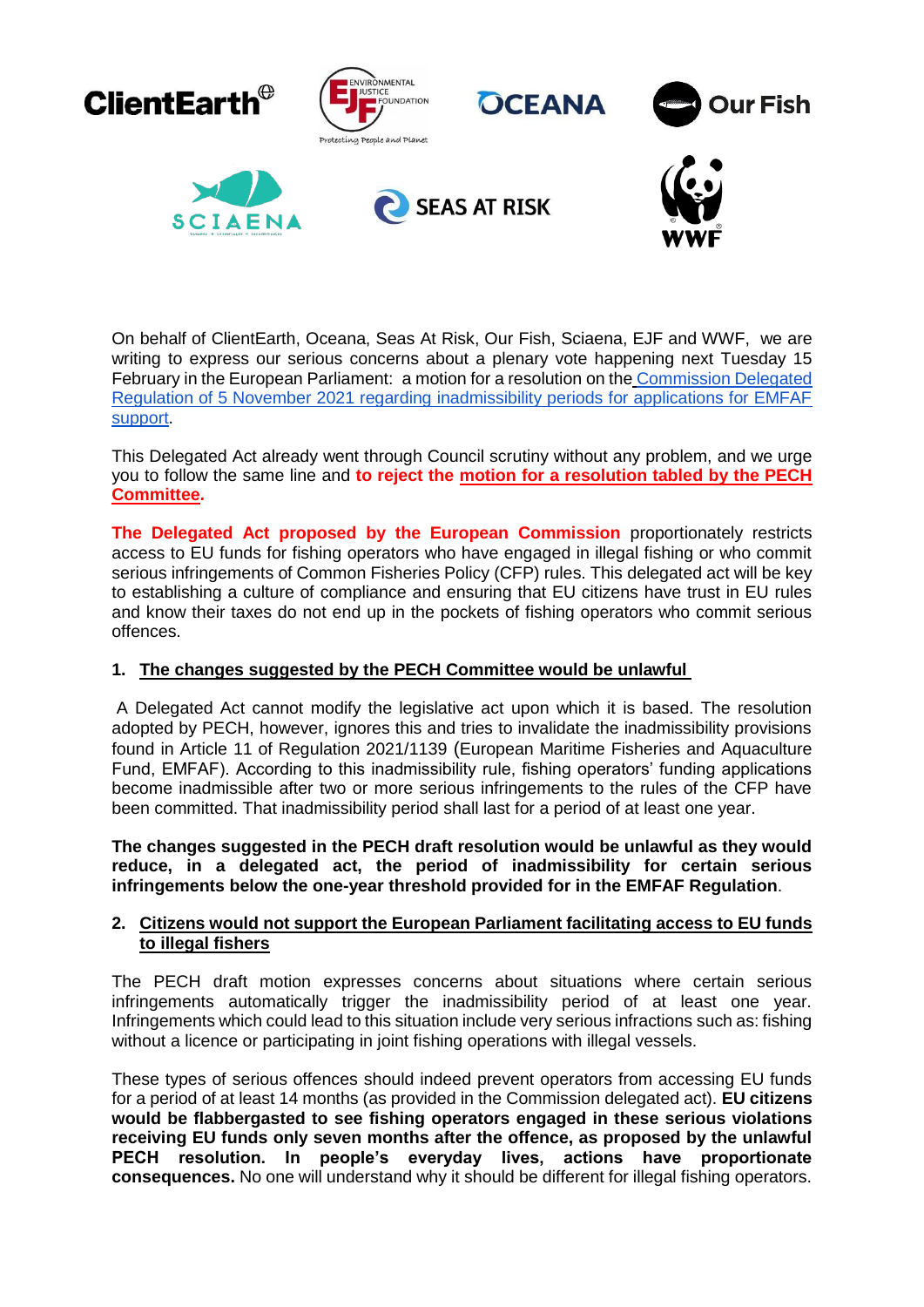On behalf of ClientEarth, Oceana, Seas At Risk, Our Fish, Sciaena, EJF and WWF, we are writing to express our serious concerns about a plenary vote happening next Tuesday 15 February in the European Parliament: a motion for a resolution on the Commission Delegated Regulation of 5 November 2021 regarding inadmissibility periods for applications for EMFAF support.

This Delegated Act already went through Council scrutiny without any problem, and we urge you to follow the same line and **to reject the motion for a resolution tabled by the PECH Committee.**

**The Delegated Act proposed by the European Commission** proportionately restricts access to EU funds for fishing operators who have engaged in illegal fishing or who commit serious infringements of Common Fisheries Policy (CFP) rules. This delegated act will be key to establishing a culture of compliance and ensuring that EU citizens have trust in EU rules and know their taxes do not end up in the pockets of fishing operators who commit serious offences.

## 1. The changes suggested by the PECH Committee would be unlawful

A Delegated Act cannot modify the legislative act upon which it is based. The resolution adopted by PECH, however, ignores this and tries to invalidate the inadmissibility provisions found in Article 11 of Regulation 2021/1139 (European Maritime Fisheries and Aquaculture Fund, EMFAF). According to this inadmissibility rule, fishing operators' funding applications become inadmissible after two or more serious infringements to the rules of the CFP have been committed. That inadmissibility period shall last for a period of at least one year.

**The changes suggested in the PECH draft resolution would be unlawful as they would reduce, in a delegated act, the period of inadmissibility for certain serious infringements below the one-year threshold provided for in the EMFAF Regulation**.

## 2. Citizens would not support the European Parliament facilitating access to EU funds to illegal fishers

The PECH draft motion expresses concerns about situations where certain serious infringements automatically trigger the inadmissibility period of at least one year. Infringements which could lead to this situation include very serious infractions such as: fishing without a licence or participating in joint fishing operations with illegal vessels.

These types of serious offences should indeed prevent operators from accessing EU funds for a period of at least 14 months (as provided in the Commission delegated act). **EU citizens would be flabbergasted to see fishing operators engaged in these serious violations receiving EU funds only seven months after the offence, as proposed by the unlawful PECH resolution. In people's everyday lives, actions have proportionate consequences.** No one will understand why it should be different for illegal fishing operators.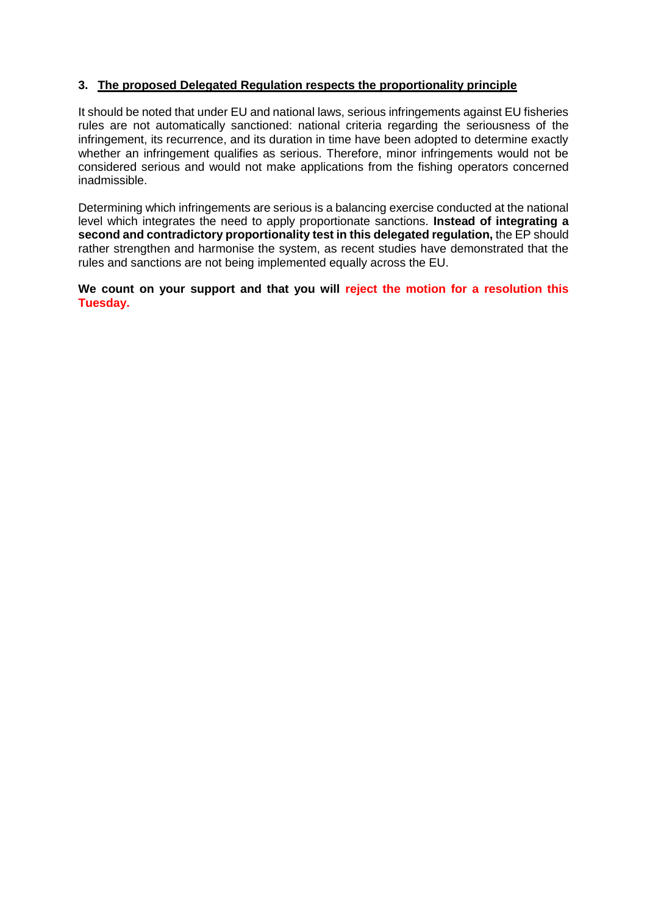### 3. The proposed Delegated Regulation respects the proportionality principle

It should be noted that under EU and national laws, serious infringements against EU fisheries rules are not automatically sanctioned: national criteria regarding the seriousness of the infringement, its recurrence, and its duration in time have been adopted to determine exactly whether an infringement qualifies as serious. Therefore, minor infringements would not be considered serious and would not make applications from the fishing operators concerned inadmissible.

Determining which infringements are serious is a balancing exercise conducted at the national level which integrates the need to apply proportionate sanctions. **Instead of integrating a second and contradictory proportionality test in this delegated regulation,** the EP should rather strengthen and harmonise the system, as recent studies have demonstrated that the rules and sanctions are not being implemented equally across the EU.

**We count on your support and that you will reject the motion for a resolution this Tuesday.**